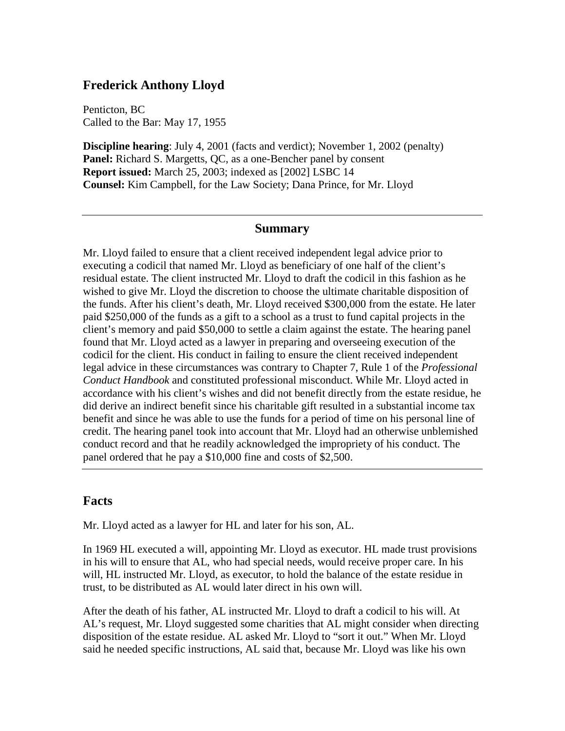# Frederick Anthony Lloyd

Penticton, BC
Called to the Bar: May 17, 1955

**Discipline hearing**: July 4, 2001 (facts and verdict); November 1, 2002 (penalty)
**Panel:** Richard S. Margetts, QC, as a one-Bencher panel by consent
**Report issued:** March 25, 2003; indexed as [2002] LSBC 14
**Counsel:** Kim Campbell, for the Law Society; Dana Prince, for Mr. Lloyd

## Summary

Mr. Lloyd failed to ensure that a client received independent legal advice prior to executing a codicil that named Mr. Lloyd as beneficiary of one half of the client's residual estate. The client instructed Mr. Lloyd to draft the codicil in this fashion as he wished to give Mr. Lloyd the discretion to choose the ultimate charitable disposition of the funds. After his client's death, Mr. Lloyd received $300,000 from the estate. He later paid $250,000 of the funds as a gift to a school as a trust to fund capital projects in the client's memory and paid $50,000 to settle a claim against the estate. The hearing panel found that Mr. Lloyd acted as a lawyer in preparing and overseeing execution of the codicil for the client. His conduct in failing to ensure the client received independent legal advice in these circumstances was contrary to Chapter 7, Rule 1 of the *Professional Conduct Handbook* and constituted professional misconduct. While Mr. Lloyd acted in accordance with his client's wishes and did not benefit directly from the estate residue, he did derive an indirect benefit since his charitable gift resulted in a substantial income tax benefit and since he was able to use the funds for a period of time on his personal line of credit. The hearing panel took into account that Mr. Lloyd had an otherwise unblemished conduct record and that he readily acknowledged the impropriety of his conduct. The panel ordered that he pay a $10,000 fine and costs of $2,500.

## Facts

Mr. Lloyd acted as a lawyer for HL and later for his son, AL.

In 1969 HL executed a will, appointing Mr. Lloyd as executor. HL made trust provisions in his will to ensure that AL, who had special needs, would receive proper care. In his will, HL instructed Mr. Lloyd, as executor, to hold the balance of the estate residue in trust, to be distributed as AL would later direct in his own will.

After the death of his father, AL instructed Mr. Lloyd to draft a codicil to his will. At AL's request, Mr. Lloyd suggested some charities that AL might consider when directing disposition of the estate residue. AL asked Mr. Lloyd to "sort it out." When Mr. Lloyd said he needed specific instructions, AL said that, because Mr. Lloyd was like his own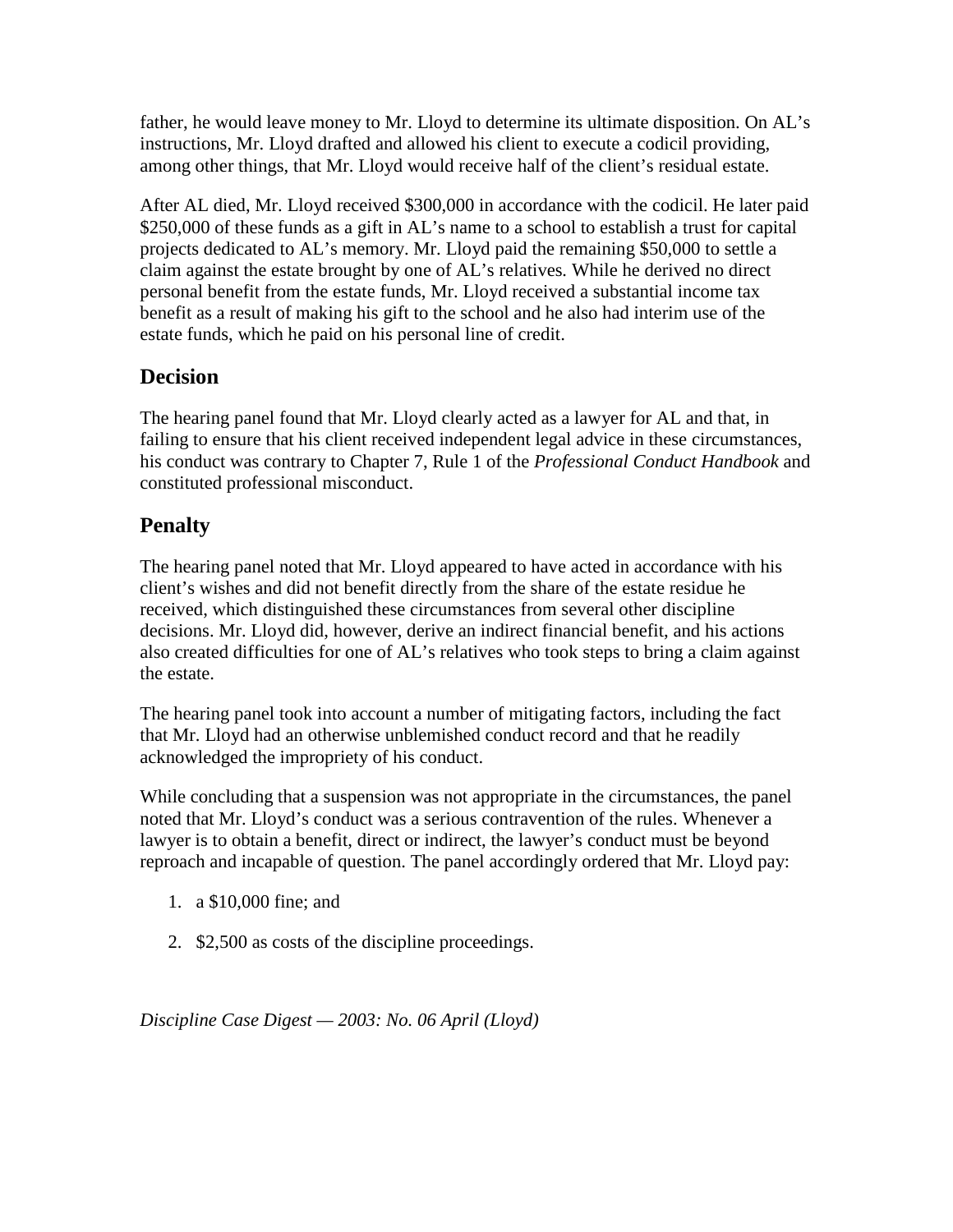father, he would leave money to Mr. Lloyd to determine its ultimate disposition. On AL's instructions, Mr. Lloyd drafted and allowed his client to execute a codicil providing, among other things, that Mr. Lloyd would receive half of the client's residual estate.

After AL died, Mr. Lloyd received $300,000 in accordance with the codicil. He later paid $250,000 of these funds as a gift in AL's name to a school to establish a trust for capital projects dedicated to AL's memory. Mr. Lloyd paid the remaining $50,000 to settle a claim against the estate brought by one of AL's relatives. While he derived no direct personal benefit from the estate funds, Mr. Lloyd received a substantial income tax benefit as a result of making his gift to the school and he also had interim use of the estate funds, which he paid on his personal line of credit.

## Decision

The hearing panel found that Mr. Lloyd clearly acted as a lawyer for AL and that, in failing to ensure that his client received independent legal advice in these circumstances, his conduct was contrary to Chapter 7, Rule 1 of the *Professional Conduct Handbook* and constituted professional misconduct.

## Penalty

The hearing panel noted that Mr. Lloyd appeared to have acted in accordance with his client's wishes and did not benefit directly from the share of the estate residue he received, which distinguished these circumstances from several other discipline decisions. Mr. Lloyd did, however, derive an indirect financial benefit, and his actions also created difficulties for one of AL's relatives who took steps to bring a claim against the estate.

The hearing panel took into account a number of mitigating factors, including the fact that Mr. Lloyd had an otherwise unblemished conduct record and that he readily acknowledged the impropriety of his conduct.

While concluding that a suspension was not appropriate in the circumstances, the panel noted that Mr. Lloyd's conduct was a serious contravention of the rules. Whenever a lawyer is to obtain a benefit, direct or indirect, the lawyer's conduct must be beyond reproach and incapable of question. The panel accordingly ordered that Mr. Lloyd pay:

1. a $10,000 fine; and
2. $2,500 as costs of the discipline proceedings.

*Discipline Case Digest — 2003: No. 06 April (Lloyd)*